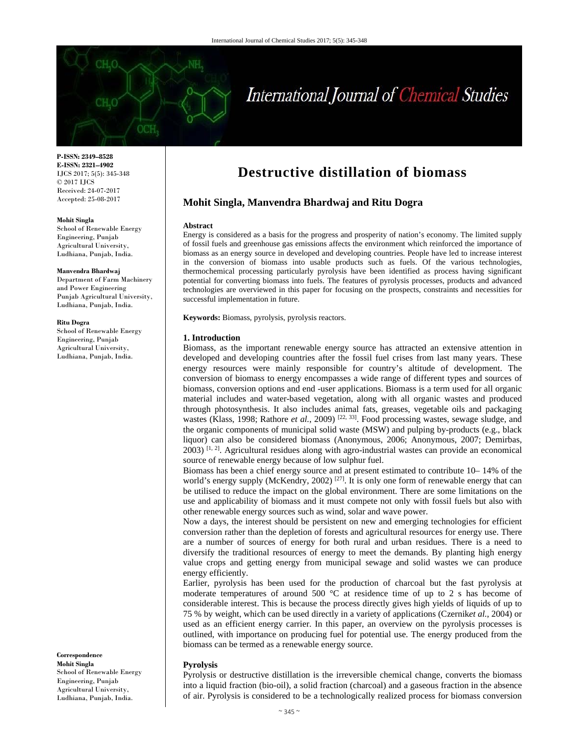P-ISSN: 2349–8528
E-ISSN: 2321–4902
IJCS 2017; 5(5): 345-348
© 2017 IJCS
Received: 24-07-2017
Accepted: 25-08-2017

**Mohit Singla**
School of Renewable Energy Engineering, Punjab Agricultural University, Ludhiana, Punjab, India.

**Manvendra Bhardwaj**
Department of Farm Machinery and Power Engineering Punjab Agricultural University, Ludhiana, Punjab, India.

**Ritu Dogra**
School of Renewable Energy Engineering, Punjab Agricultural University, Ludhiana, Punjab, India.

**Correspondence**
**Mohit Singla**
School of Renewable Energy Engineering, Punjab Agricultural University, Ludhiana, Punjab, India.

# Destructive distillation of biomass

**Mohit Singla, Manvendra Bhardwaj and Ritu Dogra**

**Abstract**

Energy is considered as a basis for the progress and prosperity of nation's economy. The limited supply of fossil fuels and greenhouse gas emissions affects the environment which reinforced the importance of biomass as an energy source in developed and developing countries. People have led to increase interest in the conversion of biomass into usable products such as fuels. Of the various technologies, thermochemical processing particularly pyrolysis have been identified as process having significant potential for converting biomass into fuels. The features of pyrolysis processes, products and advanced technologies are overviewed in this paper for focusing on the prospects, constraints and necessities for successful implementation in future.

**Keywords:** Biomass, pyrolysis, pyrolysis reactors.

## 1. Introduction

Biomass, as the important renewable energy source has attracted an extensive attention in developed and developing countries after the fossil fuel crises from last many years. These energy resources were mainly responsible for country's altitude of development. The conversion of biomass to energy encompasses a wide range of different types and sources of biomass, conversion options and end -user applications. Biomass is a term used for all organic material includes and water-based vegetation, along with all organic wastes and produced through photosynthesis. It also includes animal fats, greases, vegetable oils and packaging wastes (Klass, 1998; Rathore *et al.*, 2009) [22, 33]. Food processing wastes, sewage sludge, and the organic components of municipal solid waste (MSW) and pulping by-products (e.g., black liquor) can also be considered biomass (Anonymous, 2006; Anonymous, 2007; Demirbas, 2003) [1, 2]. Agricultural residues along with agro-industrial wastes can provide an economical source of renewable energy because of low sulphur fuel.

Biomass has been a chief energy source and at present estimated to contribute 10– 14% of the world's energy supply (McKendry, 2002) [27]. It is only one form of renewable energy that can be utilised to reduce the impact on the global environment. There are some limitations on the use and applicability of biomass and it must compete not only with fossil fuels but also with other renewable energy sources such as wind, solar and wave power.

Now a days, the interest should be persistent on new and emerging technologies for efficient conversion rather than the depletion of forests and agricultural resources for energy use. There are a number of sources of energy for both rural and urban residues. There is a need to diversify the traditional resources of energy to meet the demands. By planting high energy value crops and getting energy from municipal sewage and solid wastes we can produce energy efficiently.

Earlier, pyrolysis has been used for the production of charcoal but the fast pyrolysis at moderate temperatures of around 500 °C at residence time of up to 2 s has become of considerable interest. This is because the process directly gives high yields of liquids of up to 75 % by weight, which can be used directly in a variety of applications (Czernik*et al.*, 2004) or used as an efficient energy carrier. In this paper, an overview on the pyrolysis processes is outlined, with importance on producing fuel for potential use. The energy produced from the biomass can be termed as a renewable energy source.

### Pyrolysis

Pyrolysis or destructive distillation is the irreversible chemical change, converts the biomass into a liquid fraction (bio-oil), a solid fraction (charcoal) and a gaseous fraction in the absence of air. Pyrolysis is considered to be a technologically realized process for biomass conversion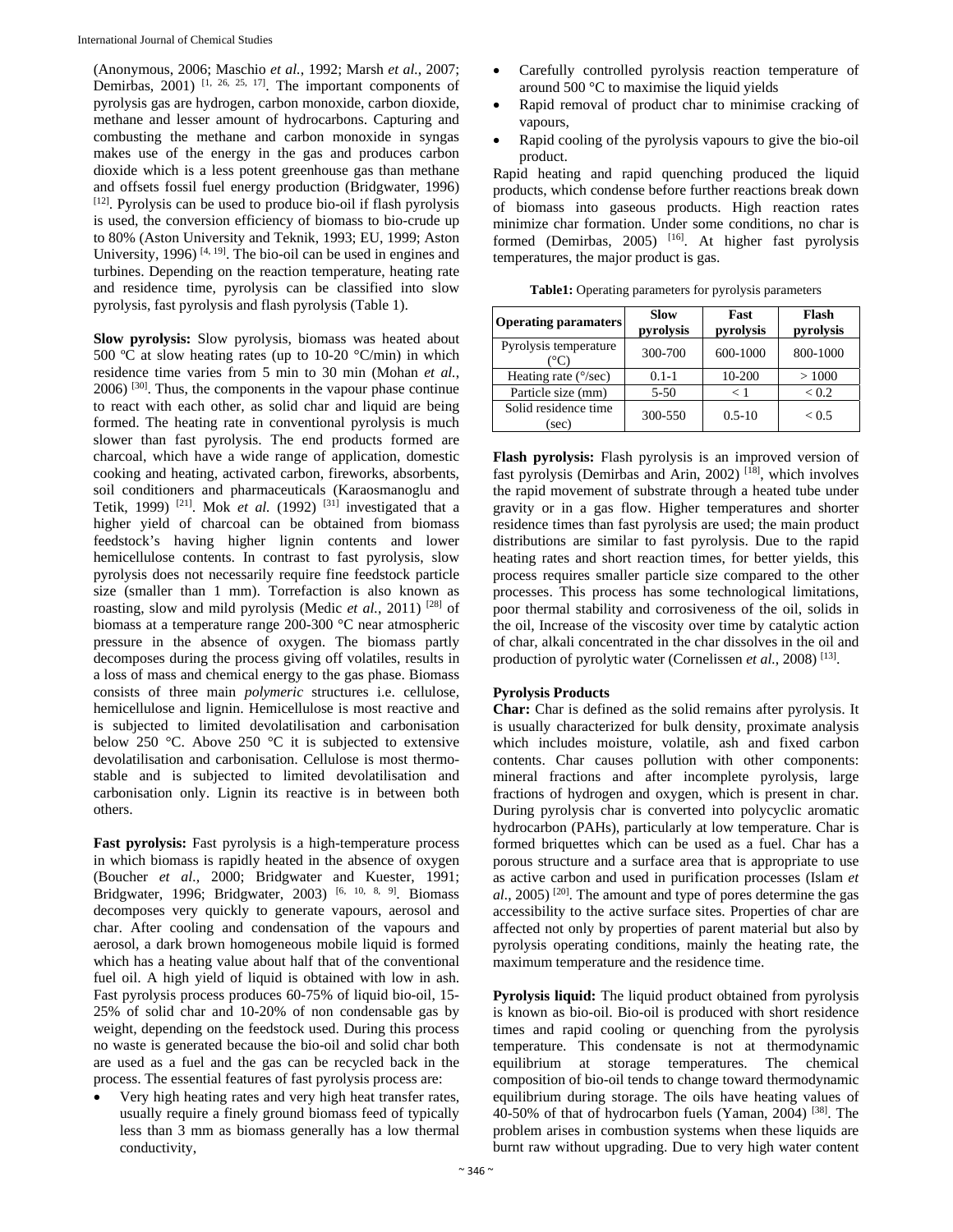(Anonymous, 2006; Maschio *et al.*, 1992; Marsh *et al.*, 2007; Demirbas, 2001) [1, 26, 25, 17]. The important components of pyrolysis gas are hydrogen, carbon monoxide, carbon dioxide, methane and lesser amount of hydrocarbons. Capturing and combusting the methane and carbon monoxide in syngas makes use of the energy in the gas and produces carbon dioxide which is a less potent greenhouse gas than methane and offsets fossil fuel energy production (Bridgwater, 1996) [12]. Pyrolysis can be used to produce bio-oil if flash pyrolysis is used, the conversion efficiency of biomass to bio-crude up to 80% (Aston University and Teknik, 1993; EU, 1999; Aston University, 1996) [4, 19]. The bio-oil can be used in engines and turbines. Depending on the reaction temperature, heating rate and residence time, pyrolysis can be classified into slow pyrolysis, fast pyrolysis and flash pyrolysis (Table 1).

**Slow pyrolysis:** Slow pyrolysis, biomass was heated about 500 ºC at slow heating rates (up to 10-20 °C/min) in which residence time varies from 5 min to 30 min (Mohan *et al.*, 2006) [30]. Thus, the components in the vapour phase continue to react with each other, as solid char and liquid are being formed. The heating rate in conventional pyrolysis is much slower than fast pyrolysis. The end products formed are charcoal, which have a wide range of application, domestic cooking and heating, activated carbon, fireworks, absorbents, soil conditioners and pharmaceuticals (Karaosmanoglu and Tetik, 1999) [21]. Mok *et al.* (1992) [31] investigated that a higher yield of charcoal can be obtained from biomass feedstock's having higher lignin contents and lower hemicellulose contents. In contrast to fast pyrolysis, slow pyrolysis does not necessarily require fine feedstock particle size (smaller than 1 mm). Torrefaction is also known as roasting, slow and mild pyrolysis (Medic *et al.*, 2011) [28] of biomass at a temperature range 200-300 °C near atmospheric pressure in the absence of oxygen. The biomass partly decomposes during the process giving off volatiles, results in a loss of mass and chemical energy to the gas phase. Biomass consists of three main *polymeric* structures i.e. cellulose, hemicellulose and lignin. Hemicellulose is most reactive and is subjected to limited devolatilisation and carbonisation below 250 °C. Above 250 °C it is subjected to extensive devolatilisation and carbonisation. Cellulose is most thermo-stable and is subjected to limited devolatilisation and carbonisation only. Lignin its reactive is in between both others.

**Fast pyrolysis:** Fast pyrolysis is a high-temperature process in which biomass is rapidly heated in the absence of oxygen (Boucher *et al.*, 2000; Bridgwater and Kuester, 1991; Bridgwater, 1996; Bridgwater, 2003) [6, 10, 8, 9]. Biomass decomposes very quickly to generate vapours, aerosol and char. After cooling and condensation of the vapours and aerosol, a dark brown homogeneous mobile liquid is formed which has a heating value about half that of the conventional fuel oil. A high yield of liquid is obtained with low in ash. Fast pyrolysis process produces 60-75% of liquid bio-oil, 15-25% of solid char and 10-20% of non condensable gas by weight, depending on the feedstock used. During this process no waste is generated because the bio-oil and solid char both are used as a fuel and the gas can be recycled back in the process. The essential features of fast pyrolysis process are:

- Very high heating rates and very high heat transfer rates, usually require a finely ground biomass feed of typically less than 3 mm as biomass generally has a low thermal conductivity,
- Carefully controlled pyrolysis reaction temperature of around 500 °C to maximise the liquid yields
- Rapid removal of product char to minimise cracking of vapours,
- Rapid cooling of the pyrolysis vapours to give the bio-oil product.

Rapid heating and rapid quenching produced the liquid products, which condense before further reactions break down of biomass into gaseous products. High reaction rates minimize char formation. Under some conditions, no char is formed (Demirbas, 2005) [16]. At higher fast pyrolysis temperatures, the major product is gas.

**Table1:** Operating parameters for pyrolysis parameters

| Operating paramaters | Slow pyrolysis | Fast pyrolysis | Flash pyrolysis |
|---|---|---|---|
| Pyrolysis temperature (°C) | 300-700 | 600-1000 | 800-1000 |
| Heating rate (°/sec) | 0.1-1 | 10-200 | > 1000 |
| Particle size (mm) | 5-50 | < 1 | < 0.2 |
| Solid residence time (sec) | 300-550 | 0.5-10 | < 0.5 |

**Flash pyrolysis:** Flash pyrolysis is an improved version of fast pyrolysis (Demirbas and Arin, 2002) [18], which involves the rapid movement of substrate through a heated tube under gravity or in a gas flow. Higher temperatures and shorter residence times than fast pyrolysis are used; the main product distributions are similar to fast pyrolysis. Due to the rapid heating rates and short reaction times, for better yields, this process requires smaller particle size compared to the other processes. This process has some technological limitations, poor thermal stability and corrosiveness of the oil, solids in the oil, Increase of the viscosity over time by catalytic action of char, alkali concentrated in the char dissolves in the oil and production of pyrolytic water (Cornelissen *et al.*, 2008) [13].

## Pyrolysis Products

**Char:** Char is defined as the solid remains after pyrolysis. It is usually characterized for bulk density, proximate analysis which includes moisture, volatile, ash and fixed carbon contents. Char causes pollution with other components: mineral fractions and after incomplete pyrolysis, large fractions of hydrogen and oxygen, which is present in char. During pyrolysis char is converted into polycyclic aromatic hydrocarbon (PAHs), particularly at low temperature. Char is formed briquettes which can be used as a fuel. Char has a porous structure and a surface area that is appropriate to use as active carbon and used in purification processes (Islam *et al*., 2005) [20]. The amount and type of pores determine the gas accessibility to the active surface sites. Properties of char are affected not only by properties of parent material but also by pyrolysis operating conditions, mainly the heating rate, the maximum temperature and the residence time.

**Pyrolysis liquid:** The liquid product obtained from pyrolysis is known as bio-oil. Bio-oil is produced with short residence times and rapid cooling or quenching from the pyrolysis temperature. This condensate is not at thermodynamic equilibrium at storage temperatures. The chemical composition of bio-oil tends to change toward thermodynamic equilibrium during storage. The oils have heating values of 40-50% of that of hydrocarbon fuels (Yaman, 2004) [38]. The problem arises in combustion systems when these liquids are burnt raw without upgrading. Due to very high water content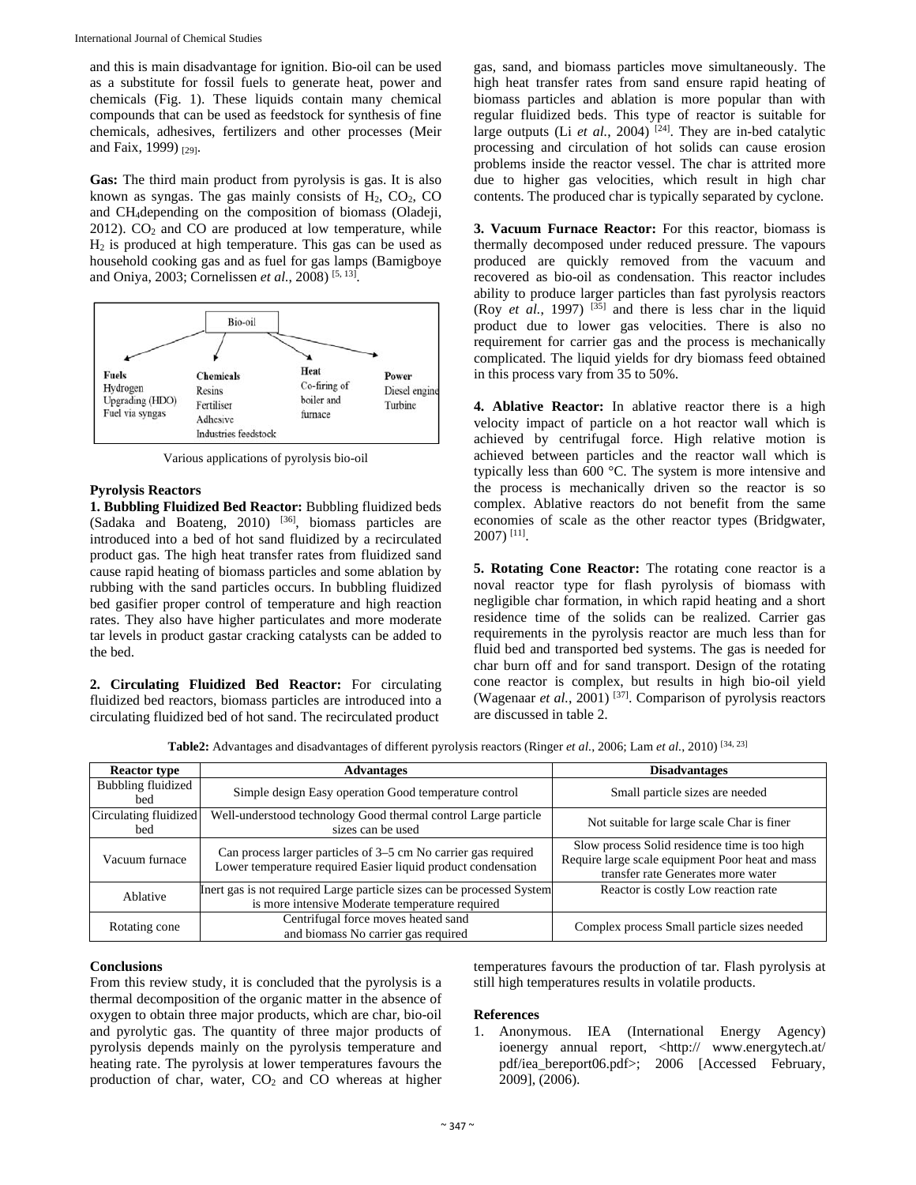and this is main disadvantage for ignition. Bio-oil can be used as a substitute for fossil fuels to generate heat, power and chemicals (Fig. 1). These liquids contain many chemical compounds that can be used as feedstock for synthesis of fine chemicals, adhesives, fertilizers and other processes (Meir and Faix, 1999) [29].

**Gas:** The third main product from pyrolysis is gas. It is also known as syngas. The gas mainly consists of $H_2$, $CO_2$, CO and $CH_4$depending on the composition of biomass (Oladeji, 2012). $CO_2$ and CO are produced at low temperature, while $H_2$ is produced at high temperature. This gas can be used as household cooking gas and as fuel for gas lamps (Bamigboye and Oniya, 2003; Cornelissen *et al.*, 2008) [5, 13].

Bio-oil

**Fuels**: Hydrogen, Upgrading (HDO), Fuel via syngas

**Chemicals**: Resins, Fertiliser, Adhesive, Industries feedstock

**Heat**: Co-firing of boiler and furnace

**Power**: Diesel engine, Turbine

Various applications of pyrolysis bio-oil

### Pyrolysis Reactors

**1. Bubbling Fluidized Bed Reactor:** Bubbling fluidized beds (Sadaka and Boateng, 2010) [36], biomass particles are introduced into a bed of hot sand fluidized by a recirculated product gas. The high heat transfer rates from fluidized sand cause rapid heating of biomass particles and some ablation by rubbing with the sand particles occurs. In bubbling fluidized bed gasifier proper control of temperature and high reaction rates. They also have higher particulates and more moderate tar levels in product gastar cracking catalysts can be added to the bed.

**2. Circulating Fluidized Bed Reactor:** For circulating fluidized bed reactors, biomass particles are introduced into a circulating fluidized bed of hot sand. The recirculated product gas, sand, and biomass particles move simultaneously. The high heat transfer rates from sand ensure rapid heating of biomass particles and ablation is more popular than with regular fluidized beds. This type of reactor is suitable for large outputs (Li *et al.*, 2004) [24]. They are in-bed catalytic processing and circulation of hot solids can cause erosion problems inside the reactor vessel. The char is attrited more due to higher gas velocities, which result in high char contents. The produced char is typically separated by cyclone.

**3. Vacuum Furnace Reactor:** For this reactor, biomass is thermally decomposed under reduced pressure. The vapours produced are quickly removed from the vacuum and recovered as bio-oil as condensation. This reactor includes ability to produce larger particles than fast pyrolysis reactors (Roy *et al.*, 1997) [35] and there is less char in the liquid product due to lower gas velocities. There is also no requirement for carrier gas and the process is mechanically complicated. The liquid yields for dry biomass feed obtained in this process vary from 35 to 50%.

**4. Ablative Reactor:** In ablative reactor there is a high velocity impact of particle on a hot reactor wall which is achieved by centrifugal force. High relative motion is achieved between particles and the reactor wall which is typically less than 600 °C. The system is more intensive and the process is mechanically driven so the reactor is so complex. Ablative reactors do not benefit from the same economies of scale as the other reactor types (Bridgwater, 2007) [11].

**5. Rotating Cone Reactor:** The rotating cone reactor is a noval reactor type for flash pyrolysis of biomass with negligible char formation, in which rapid heating and a short residence time of the solids can be realized. Carrier gas requirements in the pyrolysis reactor are much less than for fluid bed and transported bed systems. The gas is needed for char burn off and for sand transport. Design of the rotating cone reactor is complex, but results in high bio-oil yield (Wagenaar *et al.*, 2001) [37]. Comparison of pyrolysis reactors are discussed in table 2.

**Table2:** Advantages and disadvantages of different pyrolysis reactors (Ringer *et al.*, 2006; Lam *et al.*, 2010) [34, 23]

| Reactor type | Advantages | Disadvantages |
|---|---|---|
| Bubbling fluidized bed | Simple design Easy operation Good temperature control | Small particle sizes are needed |
| Circulating fluidized bed | Well-understood technology Good thermal control Large particle sizes can be used | Not suitable for large scale Char is finer |
| Vacuum furnace | Can process larger particles of 3–5 cm No carrier gas required Lower temperature required Easier liquid product condensation | Slow process Solid residence time is too high Require large scale equipment Poor heat and mass transfer rate Generates more water |
| Ablative | Inert gas is not required Large particle sizes can be processed System is more intensive Moderate temperature required | Reactor is costly Low reaction rate |
| Rotating cone | Centrifugal force moves heated sand and biomass No carrier gas required | Complex process Small particle sizes needed |

### Conclusions

From this review study, it is concluded that the pyrolysis is a thermal decomposition of the organic matter in the absence of oxygen to obtain three major products, which are char, bio-oil and pyrolytic gas. The quantity of three major products of pyrolysis depends mainly on the pyrolysis temperature and heating rate. The pyrolysis at lower temperatures favours the production of char, water, $CO_2$ and CO whereas at higher temperatures favours the production of tar. Flash pyrolysis at still high temperatures results in volatile products.

### References

1. Anonymous. IEA (International Energy Agency) ioenergy annual report, <http:// www.energytech.at/ pdf/iea_bereport06.pdf>; 2006 [Accessed February, 2009], (2006).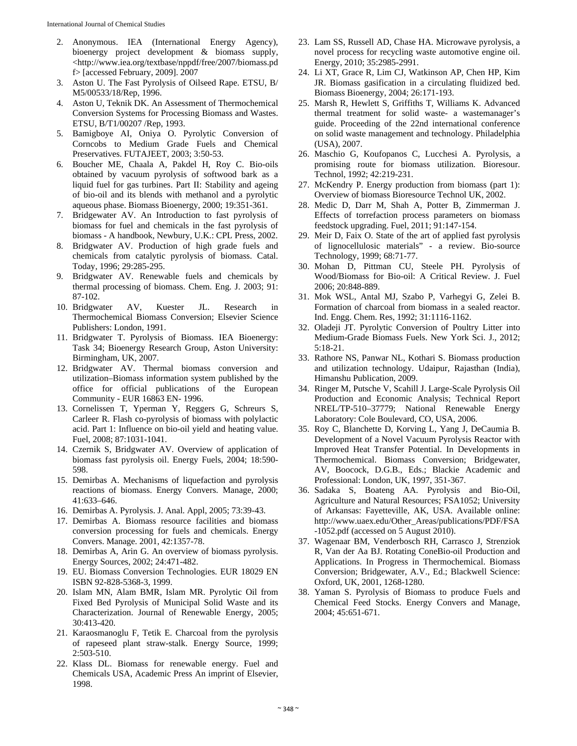2. Anonymous. IEA (International Energy Agency), bioenergy project development & biomass supply, <http://www.iea.org/textbase/nppdf/free/2007/biomass.pdf> [accessed February, 2009]. 2007
3. Aston U. The Fast Pyrolysis of Oilseed Rape. ETSU, B/ M5/00533/18/Rep, 1996.
4. Aston U, Teknik DK. An Assessment of Thermochemical Conversion Systems for Processing Biomass and Wastes. ETSU, B/T1/00207 /Rep, 1993.
5. Bamigboye AI, Oniya O. Pyrolytic Conversion of Corncobs to Medium Grade Fuels and Chemical Preservatives. FUTAJEET, 2003; 3:50-53.
6. Boucher ME, Chaala A, Pakdel H, Roy C. Bio-oils obtained by vacuum pyrolysis of softwood bark as a liquid fuel for gas turbines. Part II: Stability and ageing of bio-oil and its blends with methanol and a pyrolytic aqueous phase. Biomass Bioenergy, 2000; 19:351-361.
7. Bridgewater AV. An Introduction to fast pyrolysis of biomass for fuel and chemicals in the fast pyrolysis of biomass - A handbook, Newbury, U.K.: CPL Press, 2002.
8. Bridgewater AV. Production of high grade fuels and chemicals from catalytic pyrolysis of biomass. Catal. Today, 1996; 29:285-295.
9. Bridgewater AV. Renewable fuels and chemicals by thermal processing of biomass. Chem. Eng. J. 2003; 91: 87-102.
10. Bridgewater AV, Kuester JL. Research in Thermochemical Biomass Conversion; Elsevier Science Publishers: London, 1991.
11. Bridgewater T. Pyrolysis of Biomass. IEA Bioenergy: Task 34; Bioenergy Research Group, Aston University: Birmingham, UK, 2007.
12. Bridgewater AV. Thermal biomass conversion and utilization–Biomass information system published by the office for official publications of the European Community - EUR 16863 EN- 1996.
13. Cornelissen T, Yperman Y, Reggers G, Schreurs S, Carleer R. Flash co-pyrolysis of biomass with polylactic acid. Part 1: Influence on bio-oil yield and heating value. Fuel, 2008; 87:1031-1041.
14. Czernik S, Bridgwater AV. Overview of application of biomass fast pyrolysis oil. Energy Fuels, 2004; 18:590-598.
15. Demirbas A. Mechanisms of liquefaction and pyrolysis reactions of biomass. Energy Convers. Manage, 2000; 41:633–646.
16. Demirbas A. Pyrolysis. J. Anal. Appl, 2005; 73:39-43.
17. Demirbas A. Biomass resource facilities and biomass conversion processing for fuels and chemicals. Energy Convers. Manage. 2001, 42:1357-78.
18. Demirbas A, Arin G. An overview of biomass pyrolysis. Energy Sources, 2002; 24:471-482.
19. EU. Biomass Conversion Technologies. EUR 18029 EN ISBN 92-828-5368-3, 1999.
20. Islam MN, Alam BMR, Islam MR. Pyrolytic Oil from Fixed Bed Pyrolysis of Municipal Solid Waste and its Characterization. Journal of Renewable Energy, 2005; 30:413-420.
21. Karaosmanoglu F, Tetik E. Charcoal from the pyrolysis of rapeseed plant straw-stalk. Energy Source, 1999; 2:503-510.
22. Klass DL. Biomass for renewable energy. Fuel and Chemicals USA, Academic Press An imprint of Elsevier, 1998.
23. Lam SS, Russell AD, Chase HA. Microwave pyrolysis, a novel process for recycling waste automotive engine oil. Energy, 2010; 35:2985-2991.
24. Li XT, Grace R, Lim CJ, Watkinson AP, Chen HP, Kim JR. Biomass gasification in a circulating fluidized bed. Biomass Bioenergy, 2004; 26:171-193.
25. Marsh R, Hewlett S, Griffiths T, Williams K. Advanced thermal treatment for solid waste- a wastemanager's guide. Proceeding of the 22nd international conference on solid waste management and technology. Philadelphia (USA), 2007.
26. Maschio G, Koufopanos C, Lucchesi A. Pyrolysis, a promising route for biomass utilization. Bioresour. Technol, 1992; 42:219-231.
27. McKendry P. Energy production from biomass (part 1): Overview of biomass Bioresource Technol UK, 2002.
28. Medic D, Darr M, Shah A, Potter B, Zimmerman J. Effects of torrefaction process parameters on biomass feedstock upgrading. Fuel, 2011; 91:147-154.
29. Meir D, Faix O. State of the art of applied fast pyrolysis of lignocellulosic materials" - a review. Bio-source Technology, 1999; 68:71-77.
30. Mohan D, Pittman CU, Steele PH. Pyrolysis of Wood/Biomass for Bio-oil: A Critical Review. J. Fuel 2006; 20:848-889.
31. Mok WSL, Antal MJ, Szabo P, Varhegyi G, Zelei B. Formation of charcoal from biomass in a sealed reactor. Ind. Engg. Chem. Res, 1992; 31:1116-1162.
32. Oladeji JT. Pyrolytic Conversion of Poultry Litter into Medium-Grade Biomass Fuels. New York Sci. J., 2012; 5:18-21.
33. Rathore NS, Panwar NL, Kothari S. Biomass production and utilization technology. Udaipur, Rajasthan (India), Himanshu Publication, 2009.
34. Ringer M, Putsche V, Scahill J. Large-Scale Pyrolysis Oil Production and Economic Analysis; Technical Report NREL/TP-510–37779; National Renewable Energy Laboratory: Cole Boulevard, CO, USA, 2006.
35. Roy C, Blanchette D, Korving L, Yang J, DeCaumia B. Development of a Novel Vacuum Pyrolysis Reactor with Improved Heat Transfer Potential. In Developments in Thermochemical. Biomass Conversion; Bridgewater, AV, Boocock, D.G.B., Eds.; Blackie Academic and Professional: London, UK, 1997, 351-367.
36. Sadaka S, Boateng AA. Pyrolysis and Bio-Oil, Agriculture and Natural Resources; FSA1052; University of Arkansas: Fayetteville, AK, USA. Available online: http://www.uaex.edu/Other_Areas/publications/PDF/FSA-1052.pdf (accessed on 5 August 2010).
37. Wagenaar BM, Venderbosch RH, Carrasco J, Strenziok R, Van der Aa BJ. Rotating ConeBio-oil Production and Applications. In Progress in Thermochemical. Biomass Conversion; Bridgewater, A.V., Ed.; Blackwell Science: Oxford, UK, 2001, 1268-1280.
38. Yaman S. Pyrolysis of Biomass to produce Fuels and Chemical Feed Stocks. Energy Convers and Manage, 2004; 45:651-671.